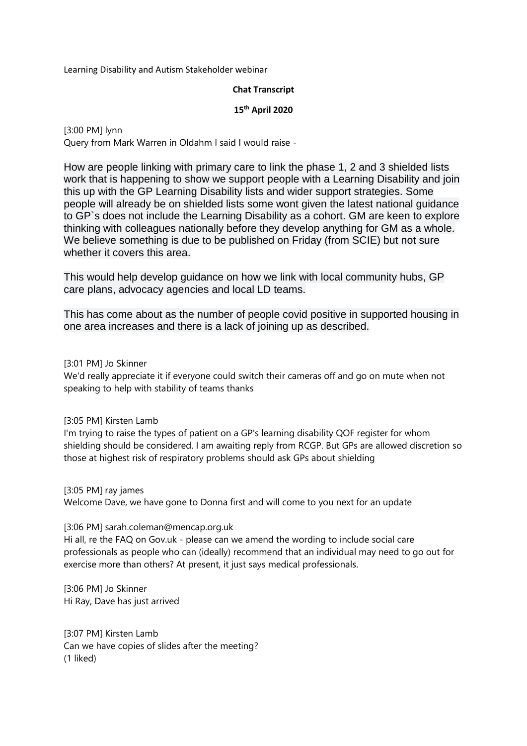Learning Disability and Autism Stakeholder webinar

**Chat Transcript**

**15th April 2020**

[3:00 PM] lynn
Query from Mark Warren in Oldahm I said I would raise -

How are people linking with primary care to link the phase 1, 2 and 3 shielded lists work that is happening to show we support people with a Learning Disability and join this up with the GP Learning Disability lists and wider support strategies. Some people will already be on shielded lists some wont given the latest national guidance to GP`s does not include the Learning Disability as a cohort. GM are keen to explore thinking with colleagues nationally before they develop anything for GM as a whole. We believe something is due to be published on Friday (from SCIE) but not sure whether it covers this area.

This would help develop guidance on how we link with local community hubs, GP care plans, advocacy agencies and local LD teams.

This has come about as the number of people covid positive in supported housing in one area increases and there is a lack of joining up as described.

[3:01 PM] Jo Skinner
We'd really appreciate it if everyone could switch their cameras off and go on mute when not speaking to help with stability of teams thanks

[3:05 PM] Kirsten Lamb
I'm trying to raise the types of patient on a GP's learning disability QOF register for whom shielding should be considered. I am awaiting reply from RCGP. But GPs are allowed discretion so those at highest risk of respiratory problems should ask GPs about shielding

[3:05 PM] ray james
Welcome Dave, we have gone to Donna first and will come to you next for an update

[3:06 PM] sarah.coleman@mencap.org.uk
Hi all, re the FAQ on Gov.uk - please can we amend the wording to include social care professionals as people who can (ideally) recommend that an individual may need to go out for exercise more than others? At present, it just says medical professionals.

[3:06 PM] Jo Skinner
Hi Ray, Dave has just arrived

[3:07 PM] Kirsten Lamb
Can we have copies of slides after the meeting?
(1 liked)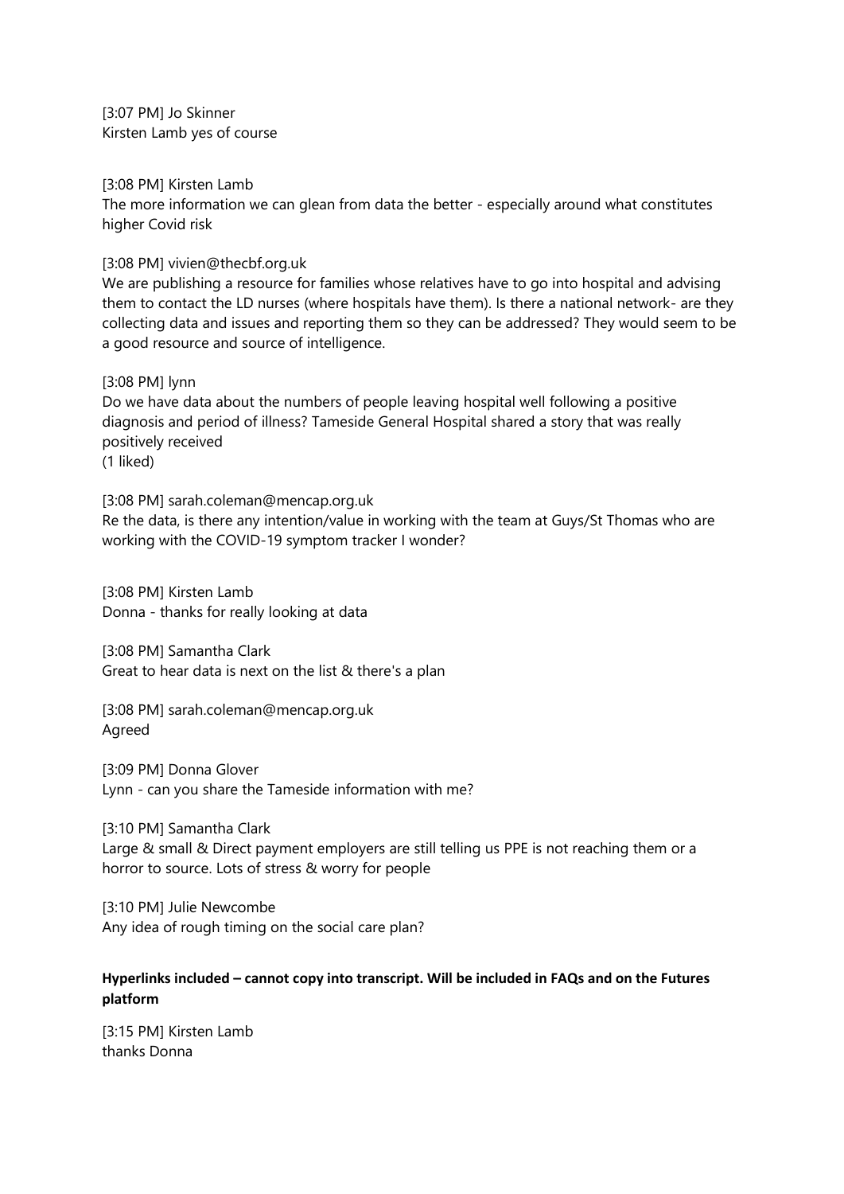[3:07 PM] Jo Skinner
Kirsten Lamb yes of course

[3:08 PM] Kirsten Lamb
The more information we can glean from data the better - especially around what constitutes higher Covid risk

[3:08 PM] vivien@thecbf.org.uk
We are publishing a resource for families whose relatives have to go into hospital and advising them to contact the LD nurses (where hospitals have them). Is there a national network- are they collecting data and issues and reporting them so they can be addressed? They would seem to be a good resource and source of intelligence.

[3:08 PM] lynn
Do we have data about the numbers of people leaving hospital well following a positive diagnosis and period of illness? Tameside General Hospital shared a story that was really positively received
(1 liked)

[3:08 PM] sarah.coleman@mencap.org.uk
Re the data, is there any intention/value in working with the team at Guys/St Thomas who are working with the COVID-19 symptom tracker I wonder?

[3:08 PM] Kirsten Lamb
Donna - thanks for really looking at data

[3:08 PM] Samantha Clark
Great to hear data is next on the list & there's a plan

[3:08 PM] sarah.coleman@mencap.org.uk
Agreed

[3:09 PM] Donna Glover
Lynn - can you share the Tameside information with me?

[3:10 PM] Samantha Clark
Large & small & Direct payment employers are still telling us PPE is not reaching them or a horror to source. Lots of stress & worry for people

[3:10 PM] Julie Newcombe
Any idea of rough timing on the social care plan?

**Hyperlinks included – cannot copy into transcript. Will be included in FAQs and on the Futures platform**

[3:15 PM] Kirsten Lamb
thanks Donna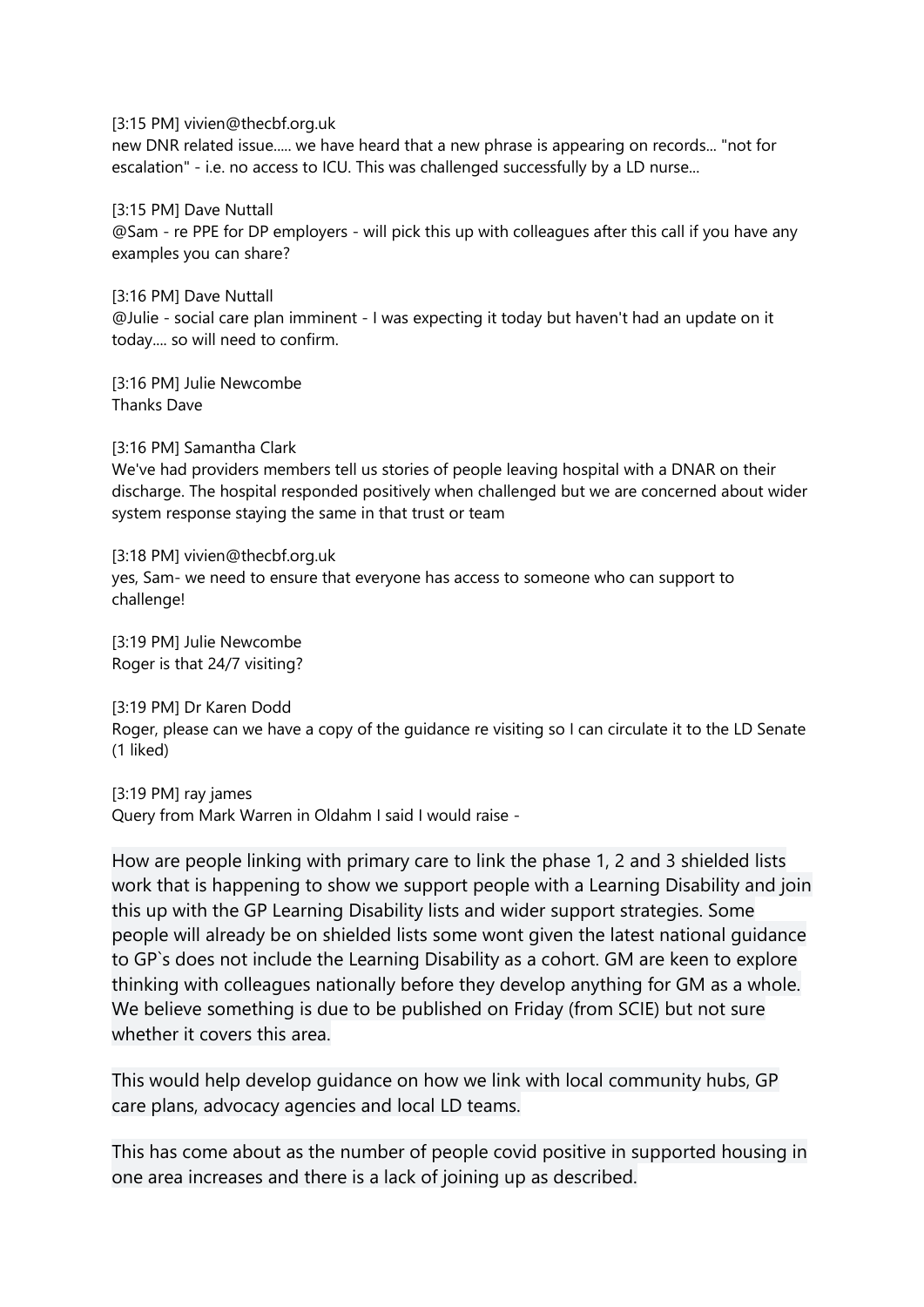[3:15 PM] vivien@thecbf.org.uk
new DNR related issue..... we have heard that a new phrase is appearing on records... "not for escalation" - i.e. no access to ICU. This was challenged successfully by a LD nurse...

[3:15 PM] Dave Nuttall
@Sam - re PPE for DP employers - will pick this up with colleagues after this call if you have any examples you can share?

[3:16 PM] Dave Nuttall
@Julie - social care plan imminent - I was expecting it today but haven't had an update on it today.... so will need to confirm.

[3:16 PM] Julie Newcombe
Thanks Dave

[3:16 PM] Samantha Clark
We've had providers members tell us stories of people leaving hospital with a DNAR on their discharge. The hospital responded positively when challenged but we are concerned about wider system response staying the same in that trust or team

[3:18 PM] vivien@thecbf.org.uk
yes, Sam- we need to ensure that everyone has access to someone who can support to challenge!

[3:19 PM] Julie Newcombe
Roger is that 24/7 visiting?

[3:19 PM] Dr Karen Dodd
Roger, please can we have a copy of the guidance re visiting so I can circulate it to the LD Senate
(1 liked)

[3:19 PM] ray james
Query from Mark Warren in Oldahm I said I would raise -

How are people linking with primary care to link the phase 1, 2 and 3 shielded lists work that is happening to show we support people with a Learning Disability and join this up with the GP Learning Disability lists and wider support strategies. Some people will already be on shielded lists some wont given the latest national guidance to GP`s does not include the Learning Disability as a cohort. GM are keen to explore thinking with colleagues nationally before they develop anything for GM as a whole. We believe something is due to be published on Friday (from SCIE) but not sure whether it covers this area.

This would help develop guidance on how we link with local community hubs, GP care plans, advocacy agencies and local LD teams.

This has come about as the number of people covid positive in supported housing in one area increases and there is a lack of joining up as described.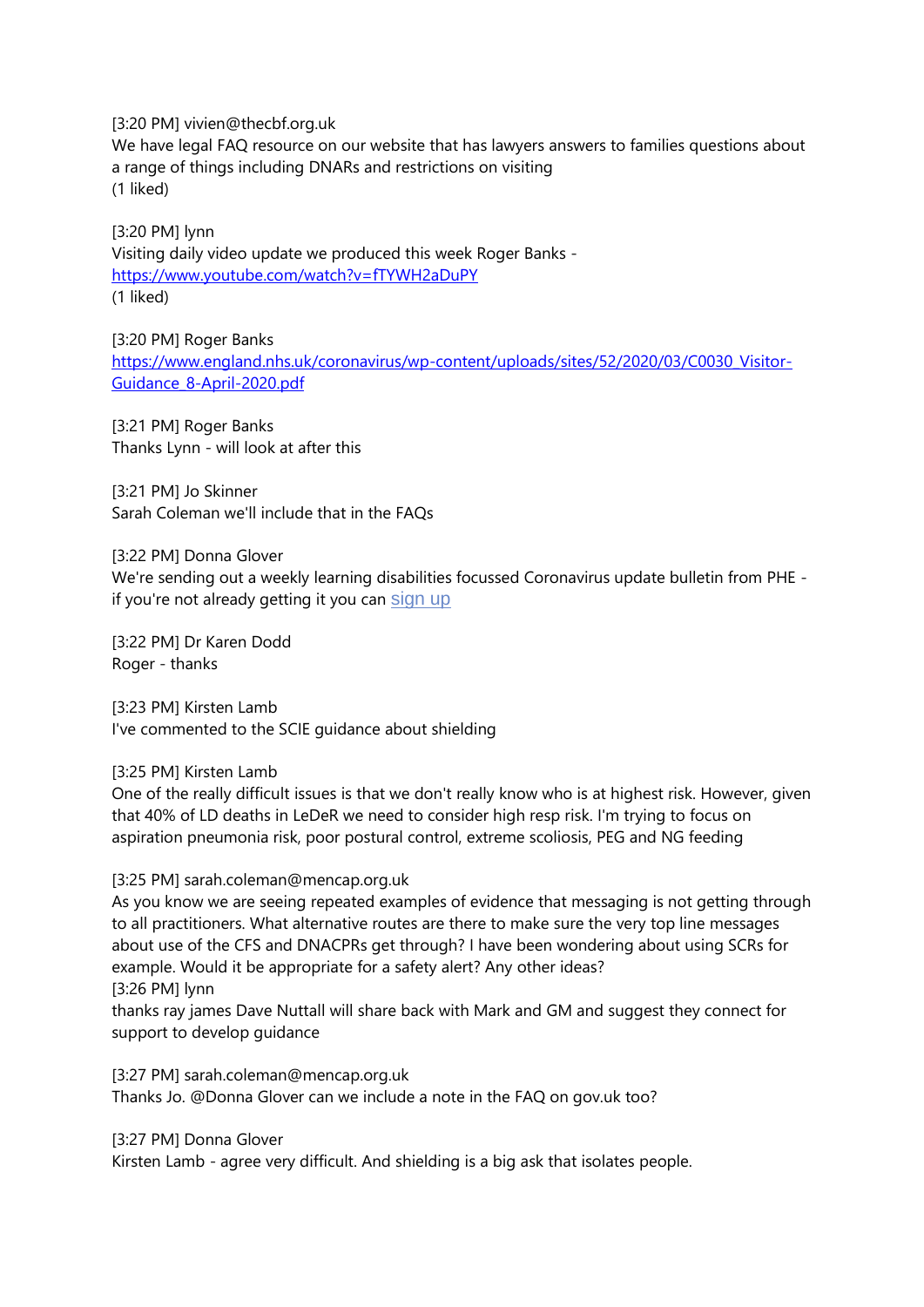[3:20 PM] vivien@thecbf.org.uk
We have legal FAQ resource on our website that has lawyers answers to families questions about a range of things including DNARs and restrictions on visiting
(1 liked)

[3:20 PM] lynn
Visiting daily video update we produced this week Roger Banks - https://www.youtube.com/watch?v=fTYWH2aDuPY
(1 liked)

[3:20 PM] Roger Banks
https://www.england.nhs.uk/coronavirus/wp-content/uploads/sites/52/2020/03/C0030_Visitor-Guidance_8-April-2020.pdf

[3:21 PM] Roger Banks
Thanks Lynn - will look at after this

[3:21 PM] Jo Skinner
Sarah Coleman we'll include that in the FAQs

[3:22 PM] Donna Glover
We're sending out a weekly learning disabilities focussed Coronavirus update bulletin from PHE - if you're not already getting it you can sign up

[3:22 PM] Dr Karen Dodd
Roger - thanks

[3:23 PM] Kirsten Lamb
I've commented to the SCIE guidance about shielding

[3:25 PM] Kirsten Lamb
One of the really difficult issues is that we don't really know who is at highest risk. However, given that 40% of LD deaths in LeDeR we need to consider high resp risk. I'm trying to focus on aspiration pneumonia risk, poor postural control, extreme scoliosis, PEG and NG feeding

[3:25 PM] sarah.coleman@mencap.org.uk
As you know we are seeing repeated examples of evidence that messaging is not getting through to all practitioners. What alternative routes are there to make sure the very top line messages about use of the CFS and DNACPRs get through? I have been wondering about using SCRs for example. Would it be appropriate for a safety alert? Any other ideas?
[3:26 PM] lynn
thanks ray james Dave Nuttall will share back with Mark and GM and suggest they connect for support to develop guidance

[3:27 PM] sarah.coleman@mencap.org.uk
Thanks Jo. @Donna Glover can we include a note in the FAQ on gov.uk too?

[3:27 PM] Donna Glover
Kirsten Lamb - agree very difficult. And shielding is a big ask that isolates people.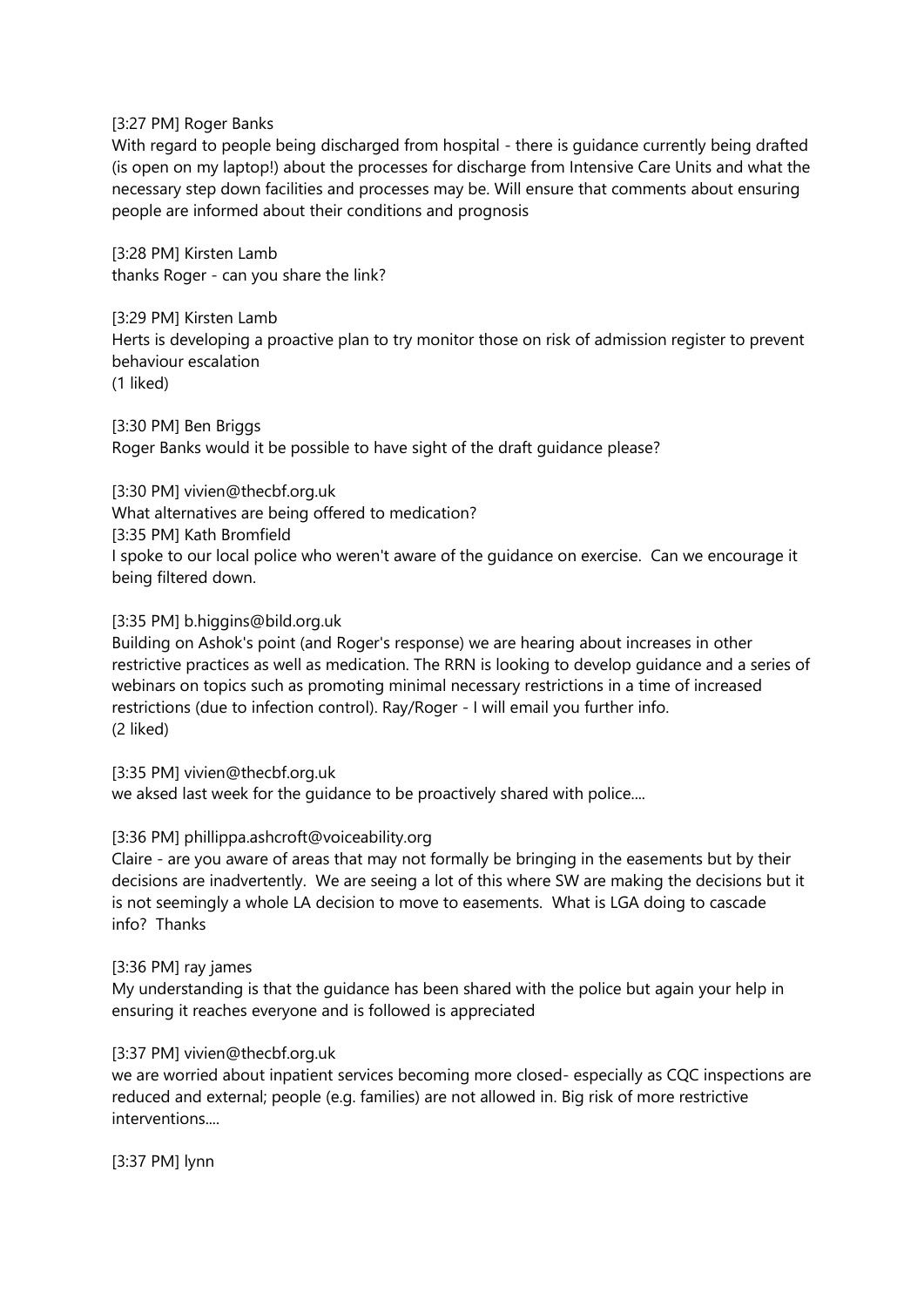[3:27 PM] Roger Banks
With regard to people being discharged from hospital - there is guidance currently being drafted (is open on my laptop!) about the processes for discharge from Intensive Care Units and what the necessary step down facilities and processes may be. Will ensure that comments about ensuring people are informed about their conditions and prognosis

[3:28 PM] Kirsten Lamb
thanks Roger - can you share the link?

[3:29 PM] Kirsten Lamb
Herts is developing a proactive plan to try monitor those on risk of admission register to prevent behaviour escalation
(1 liked)

[3:30 PM] Ben Briggs
Roger Banks would it be possible to have sight of the draft guidance please?

[3:30 PM] vivien@thecbf.org.uk
What alternatives are being offered to medication?

[3:35 PM] Kath Bromfield
I spoke to our local police who weren't aware of the guidance on exercise. Can we encourage it being filtered down.

[3:35 PM] b.higgins@bild.org.uk
Building on Ashok's point (and Roger's response) we are hearing about increases in other restrictive practices as well as medication. The RRN is looking to develop guidance and a series of webinars on topics such as promoting minimal necessary restrictions in a time of increased restrictions (due to infection control). Ray/Roger - I will email you further info.
(2 liked)

[3:35 PM] vivien@thecbf.org.uk
we aksed last week for the guidance to be proactively shared with police....

[3:36 PM] phillippa.ashcroft@voiceability.org
Claire - are you aware of areas that may not formally be bringing in the easements but by their decisions are inadvertently. We are seeing a lot of this where SW are making the decisions but it is not seemingly a whole LA decision to move to easements. What is LGA doing to cascade info? Thanks

[3:36 PM] ray james
My understanding is that the guidance has been shared with the police but again your help in ensuring it reaches everyone and is followed is appreciated

[3:37 PM] vivien@thecbf.org.uk
we are worried about inpatient services becoming more closed- especially as CQC inspections are reduced and external; people (e.g. families) are not allowed in. Big risk of more restrictive interventions....

[3:37 PM] lynn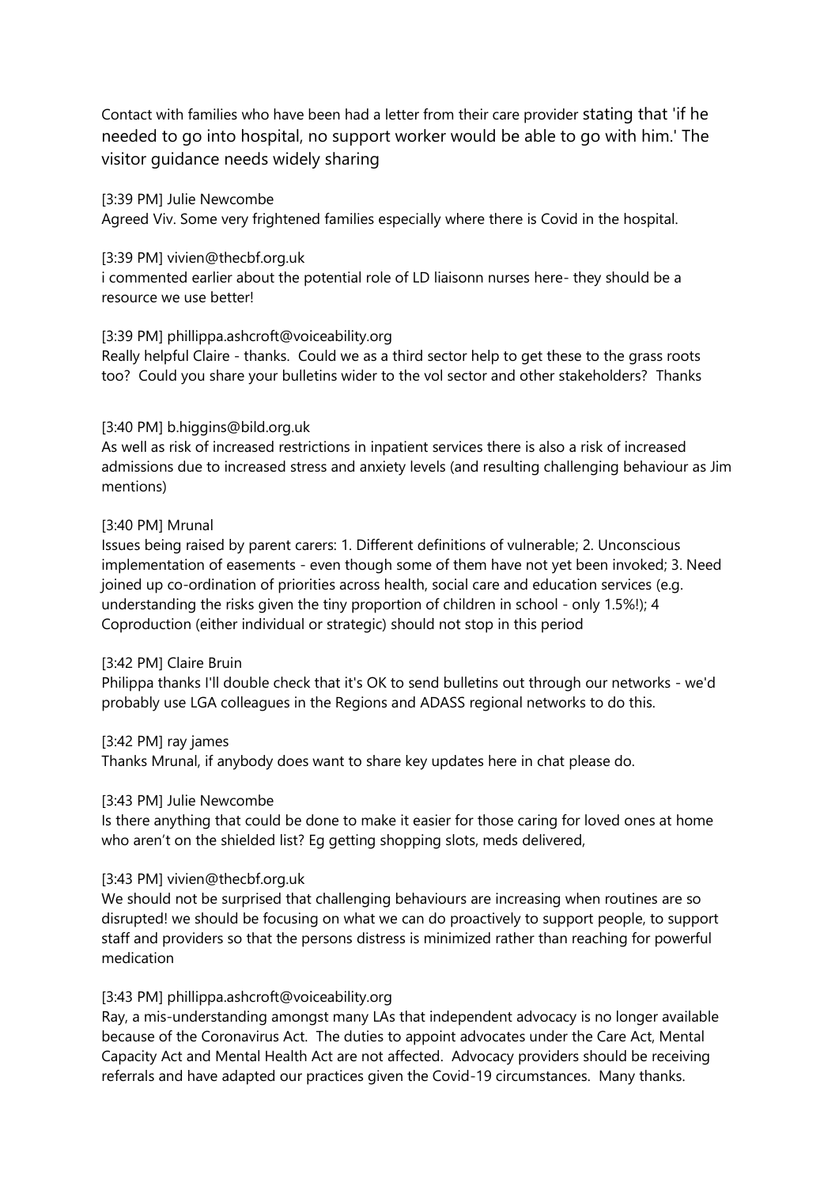Contact with families who have been had a letter from their care provider stating that 'if he needed to go into hospital, no support worker would be able to go with him.' The visitor guidance needs widely sharing

[3:39 PM] Julie Newcombe
Agreed Viv. Some very frightened families especially where there is Covid in the hospital.

[3:39 PM] vivien@thecbf.org.uk
i commented earlier about the potential role of LD liaisonn nurses here- they should be a resource we use better!

[3:39 PM] phillippa.ashcroft@voiceability.org
Really helpful Claire - thanks. Could we as a third sector help to get these to the grass roots too? Could you share your bulletins wider to the vol sector and other stakeholders? Thanks

[3:40 PM] b.higgins@bild.org.uk
As well as risk of increased restrictions in inpatient services there is also a risk of increased admissions due to increased stress and anxiety levels (and resulting challenging behaviour as Jim mentions)

[3:40 PM] Mrunal
Issues being raised by parent carers: 1. Different definitions of vulnerable; 2. Unconscious implementation of easements - even though some of them have not yet been invoked; 3. Need joined up co-ordination of priorities across health, social care and education services (e.g. understanding the risks given the tiny proportion of children in school - only 1.5%!); 4 Coproduction (either individual or strategic) should not stop in this period

[3:42 PM] Claire Bruin
Philippa thanks I'll double check that it's OK to send bulletins out through our networks - we'd probably use LGA colleagues in the Regions and ADASS regional networks to do this.

[3:42 PM] ray james
Thanks Mrunal, if anybody does want to share key updates here in chat please do.

[3:43 PM] Julie Newcombe
Is there anything that could be done to make it easier for those caring for loved ones at home who aren't on the shielded list? Eg getting shopping slots, meds delivered,

[3:43 PM] vivien@thecbf.org.uk
We should not be surprised that challenging behaviours are increasing when routines are so disrupted! we should be focusing on what we can do proactively to support people, to support staff and providers so that the persons distress is minimized rather than reaching for powerful medication

[3:43 PM] phillippa.ashcroft@voiceability.org
Ray, a mis-understanding amongst many LAs that independent advocacy is no longer available because of the Coronavirus Act. The duties to appoint advocates under the Care Act, Mental Capacity Act and Mental Health Act are not affected. Advocacy providers should be receiving referrals and have adapted our practices given the Covid-19 circumstances. Many thanks.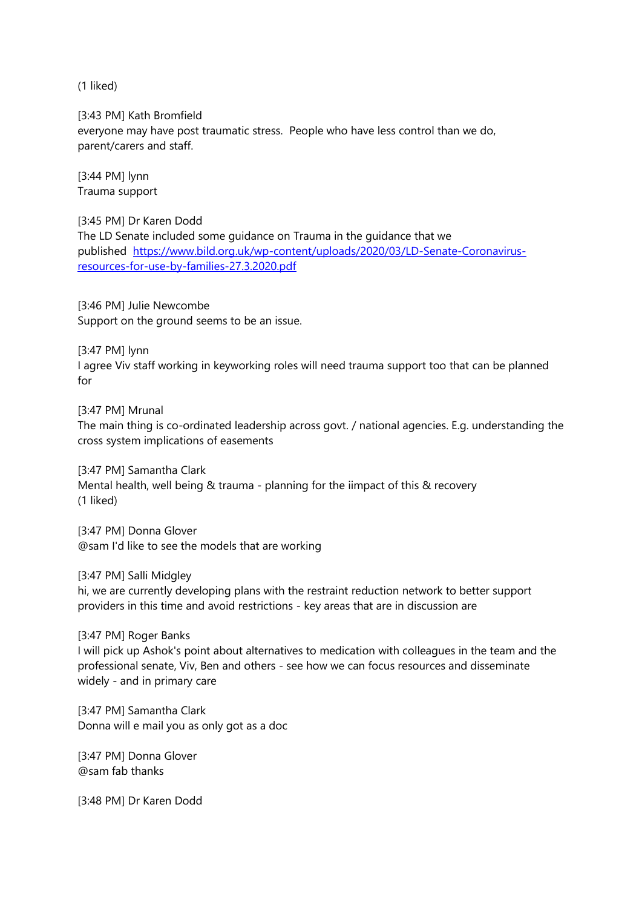(1 liked)

[3:43 PM] Kath Bromfield
everyone may have post traumatic stress. People who have less control than we do, parent/carers and staff.

[3:44 PM] lynn
Trauma support

[3:45 PM] Dr Karen Dodd
The LD Senate included some guidance on Trauma in the guidance that we published [https://www.bild.org.uk/wp-content/uploads/2020/03/LD-Senate-Coronavirus-resources-for-use-by-families-27.3.2020.pdf](https://www.bild.org.uk/wp-content/uploads/2020/03/LD-Senate-Coronavirus-resources-for-use-by-families-27.3.2020.pdf)

[3:46 PM] Julie Newcombe
Support on the ground seems to be an issue.

[3:47 PM] lynn
I agree Viv staff working in keyworking roles will need trauma support too that can be planned for

[3:47 PM] Mrunal
The main thing is co-ordinated leadership across govt. / national agencies. E.g. understanding the cross system implications of easements

[3:47 PM] Samantha Clark
Mental health, well being & trauma - planning for the iimpact of this & recovery
(1 liked)

[3:47 PM] Donna Glover
@sam I'd like to see the models that are working

[3:47 PM] Salli Midgley
hi, we are currently developing plans with the restraint reduction network to better support providers in this time and avoid restrictions - key areas that are in discussion are

[3:47 PM] Roger Banks
I will pick up Ashok's point about alternatives to medication with colleagues in the team and the professional senate, Viv, Ben and others - see how we can focus resources and disseminate widely - and in primary care

[3:47 PM] Samantha Clark
Donna will e mail you as only got as a doc

[3:47 PM] Donna Glover
@sam fab thanks

[3:48 PM] Dr Karen Dodd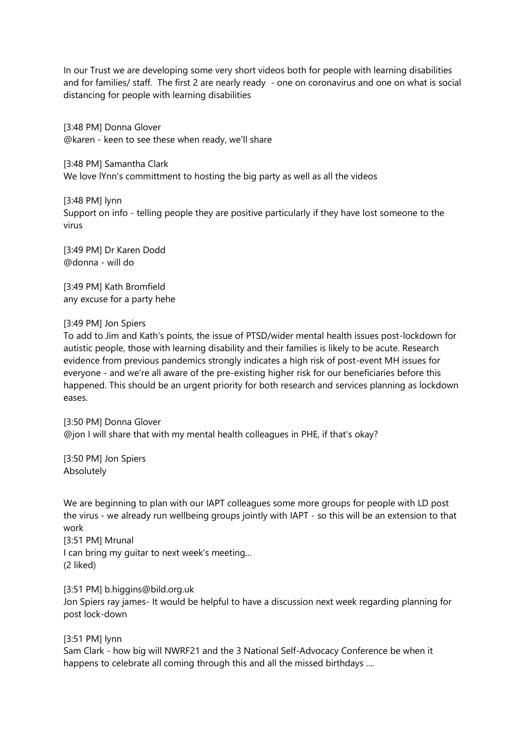In our Trust we are developing some very short videos both for people with learning disabilities and for families/ staff. The first 2 are nearly ready - one on coronavirus and one on what is social distancing for people with learning disabilities

[3:48 PM] Donna Glover
@karen - keen to see these when ready, we'll share

[3:48 PM] Samantha Clark
We love lYnn's committment to hosting the big party as well as all the videos

[3:48 PM] lynn
Support on info - telling people they are positive particularly if they have lost someone to the virus

[3:49 PM] Dr Karen Dodd
@donna - will do

[3:49 PM] Kath Bromfield
any excuse for a party hehe

[3:49 PM] Jon Spiers
To add to Jim and Kath's points, the issue of PTSD/wider mental health issues post-lockdown for autistic people, those with learning disability and their families is likely to be acute. Research evidence from previous pandemics strongly indicates a high risk of post-event MH issues for everyone - and we're all aware of the pre-existing higher risk for our beneficiaries before this happened. This should be an urgent priority for both research and services planning as lockdown eases.

[3:50 PM] Donna Glover
@jon I will share that with my mental health colleagues in PHE, if that's okay?

[3:50 PM] Jon Spiers
Absolutely

We are beginning to plan with our IAPT colleagues some more groups for people with LD post the virus - we already run wellbeing groups jointly with IAPT - so this will be an extension to that work

[3:51 PM] Mrunal
I can bring my guitar to next week's meeting...
(2 liked)

[3:51 PM] b.higgins@bild.org.uk
Jon Spiers ray james- It would be helpful to have a discussion next week regarding planning for post lock-down

[3:51 PM] lynn
Sam Clark - how big will NWRF21 and the 3 National Self-Advocacy Conference be when it happens to celebrate all coming through this and all the missed birthdays ....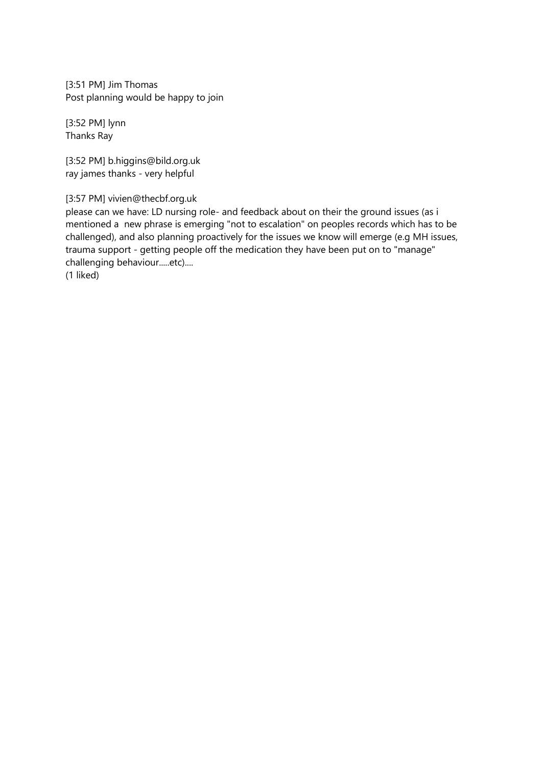[3:51 PM] Jim Thomas
Post planning would be happy to join

[3:52 PM] lynn
Thanks Ray

[3:52 PM] b.higgins@bild.org.uk
ray james thanks - very helpful

[3:57 PM] vivien@thecbf.org.uk
please can we have: LD nursing role- and feedback about on their the ground issues (as i mentioned a  new phrase is emerging "not to escalation" on peoples records which has to be challenged), and also planning proactively for the issues we know will emerge (e.g MH issues, trauma support - getting people off the medication they have been put on to "manage" challenging behaviour.....etc)....
(1 liked)